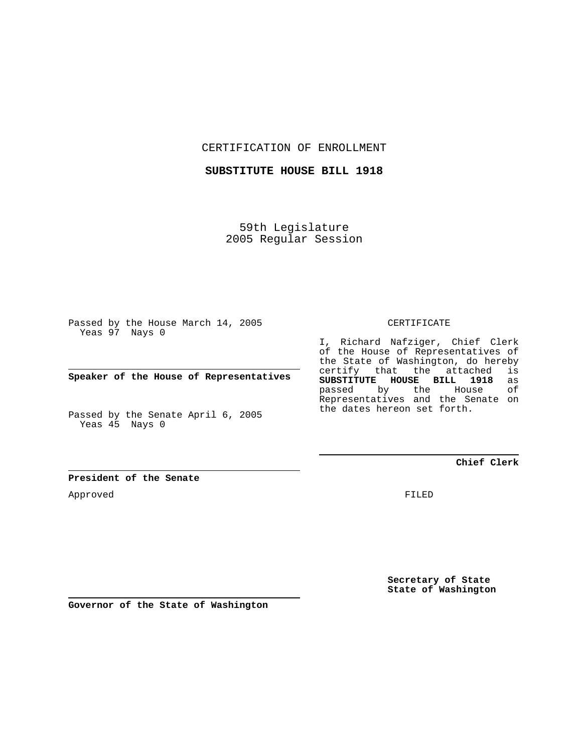CERTIFICATION OF ENROLLMENT

**SUBSTITUTE HOUSE BILL 1918**

59th Legislature
2005 Regular Session

Passed by the House March 14, 2005
Yeas 97 Nays 0

---

**Speaker of the House of Representatives**

Passed by the Senate April 6, 2005
Yeas 45 Nays 0

---

**President of the Senate**

Approved

---

**Governor of the State of Washington**

CERTIFICATE

I, Richard Nafziger, Chief Clerk of the House of Representatives of the State of Washington, do hereby certify that the attached is **SUBSTITUTE HOUSE BILL 1918** as passed by the House of Representatives and the Senate on the dates hereon set forth.

---

**Chief Clerk**

FILED

**Secretary of State**
**State of Washington**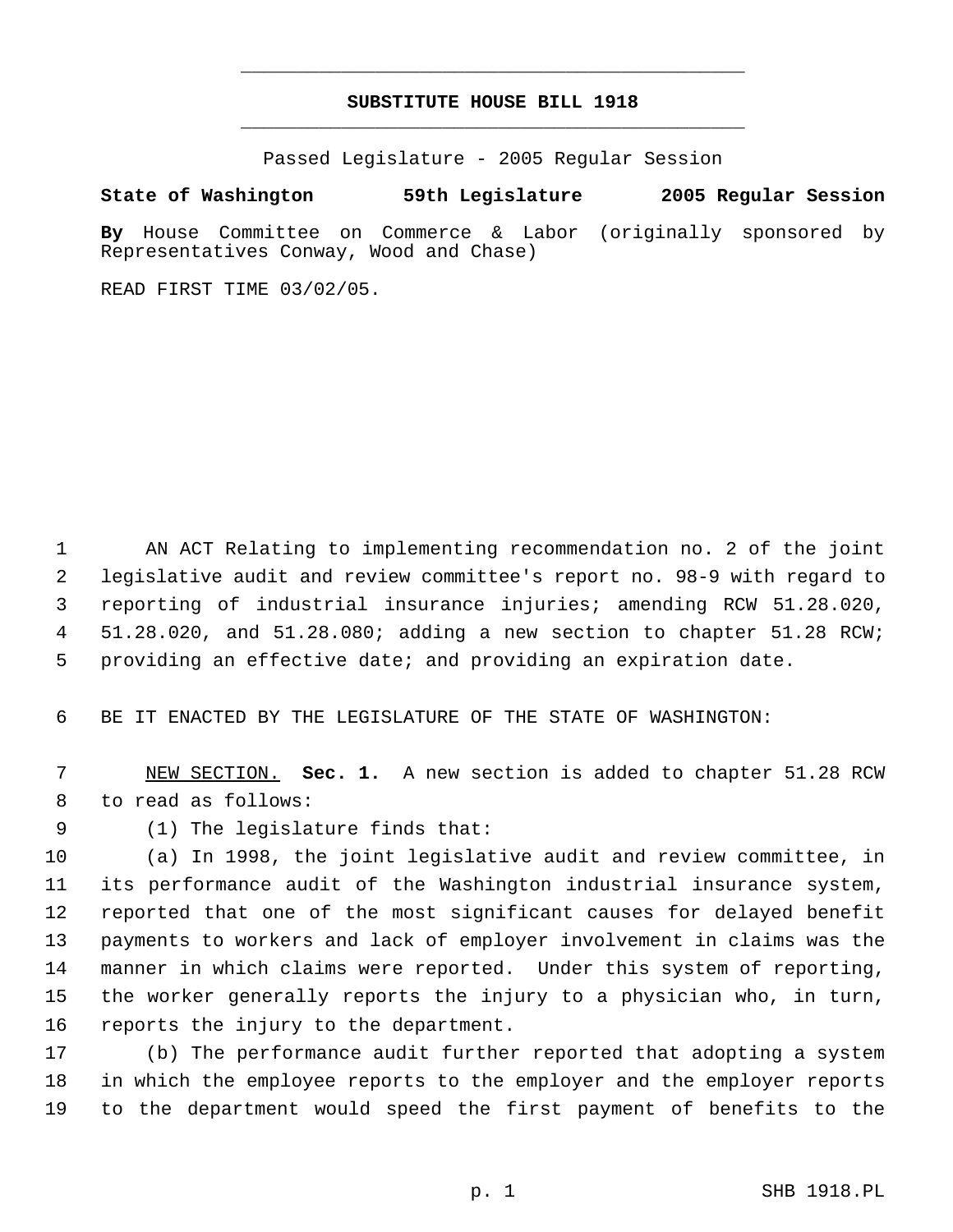# SUBSTITUTE HOUSE BILL 1918

Passed Legislature - 2005 Regular Session

**State of Washington 59th Legislature 2005 Regular Session**

**By** House Committee on Commerce & Labor (originally sponsored by Representatives Conway, Wood and Chase)

READ FIRST TIME 03/02/05.

AN ACT Relating to implementing recommendation no. 2 of the joint legislative audit and review committee's report no. 98-9 with regard to reporting of industrial insurance injuries; amending RCW 51.28.020, 51.28.020, and 51.28.080; adding a new section to chapter 51.28 RCW; providing an effective date; and providing an expiration date.

BE IT ENACTED BY THE LEGISLATURE OF THE STATE OF WASHINGTON:

NEW SECTION. **Sec. 1.** A new section is added to chapter 51.28 RCW to read as follows:

(1) The legislature finds that:

(a) In 1998, the joint legislative audit and review committee, in its performance audit of the Washington industrial insurance system, reported that one of the most significant causes for delayed benefit payments to workers and lack of employer involvement in claims was the manner in which claims were reported. Under this system of reporting, the worker generally reports the injury to a physician who, in turn, reports the injury to the department.

(b) The performance audit further reported that adopting a system in which the employee reports to the employer and the employer reports to the department would speed the first payment of benefits to the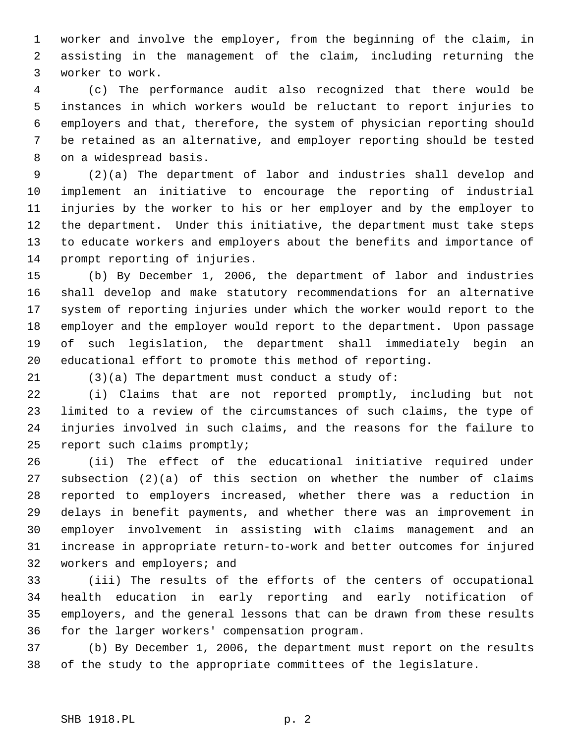worker and involve the employer, from the beginning of the claim, in assisting in the management of the claim, including returning the worker to work.

(c) The performance audit also recognized that there would be instances in which workers would be reluctant to report injuries to employers and that, therefore, the system of physician reporting should be retained as an alternative, and employer reporting should be tested on a widespread basis.

(2)(a) The department of labor and industries shall develop and implement an initiative to encourage the reporting of industrial injuries by the worker to his or her employer and by the employer to the department. Under this initiative, the department must take steps to educate workers and employers about the benefits and importance of prompt reporting of injuries.

(b) By December 1, 2006, the department of labor and industries shall develop and make statutory recommendations for an alternative system of reporting injuries under which the worker would report to the employer and the employer would report to the department. Upon passage of such legislation, the department shall immediately begin an educational effort to promote this method of reporting.

(3)(a) The department must conduct a study of:

(i) Claims that are not reported promptly, including but not limited to a review of the circumstances of such claims, the type of injuries involved in such claims, and the reasons for the failure to report such claims promptly;

(ii) The effect of the educational initiative required under subsection (2)(a) of this section on whether the number of claims reported to employers increased, whether there was a reduction in delays in benefit payments, and whether there was an improvement in employer involvement in assisting with claims management and an increase in appropriate return-to-work and better outcomes for injured workers and employers; and

(iii) The results of the efforts of the centers of occupational health education in early reporting and early notification of employers, and the general lessons that can be drawn from these results for the larger workers' compensation program.

(b) By December 1, 2006, the department must report on the results of the study to the appropriate committees of the legislature.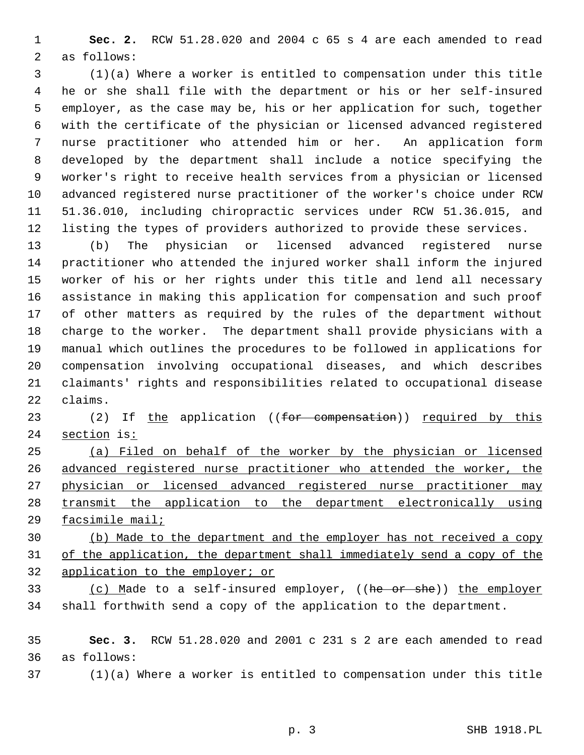**Sec. 2.** RCW 51.28.020 and 2004 c 65 s 4 are each amended to read as follows:

(1)(a) Where a worker is entitled to compensation under this title he or she shall file with the department or his or her self-insured employer, as the case may be, his or her application for such, together with the certificate of the physician or licensed advanced registered nurse practitioner who attended him or her. An application form developed by the department shall include a notice specifying the worker's right to receive health services from a physician or licensed advanced registered nurse practitioner of the worker's choice under RCW 51.36.010, including chiropractic services under RCW 51.36.015, and listing the types of providers authorized to provide these services.

(b) The physician or licensed advanced registered nurse practitioner who attended the injured worker shall inform the injured worker of his or her rights under this title and lend all necessary assistance in making this application for compensation and such proof of other matters as required by the rules of the department without charge to the worker. The department shall provide physicians with a manual which outlines the procedures to be followed in applications for compensation involving occupational diseases, and which describes claimants' rights and responsibilities related to occupational disease claims.

(2) If <u>the</u> application ((~~for compensation~~)) <u>required by this section</u> is<u>:</u>

<u>(a) Filed on behalf of the worker by the physician or licensed advanced registered nurse practitioner who attended the worker, the physician or licensed advanced registered nurse practitioner may transmit the application to the department electronically using facsimile mail;</u>

<u>(b) Made to the department and the employer has not received a copy of the application, the department shall immediately send a copy of the application to the employer; or</u>

<u>(c) M</u>ade to a self-insured employer, ((~~he or she~~)) <u>the employer</u> shall forthwith send a copy of the application to the department.

**Sec. 3.** RCW 51.28.020 and 2001 c 231 s 2 are each amended to read as follows:

(1)(a) Where a worker is entitled to compensation under this title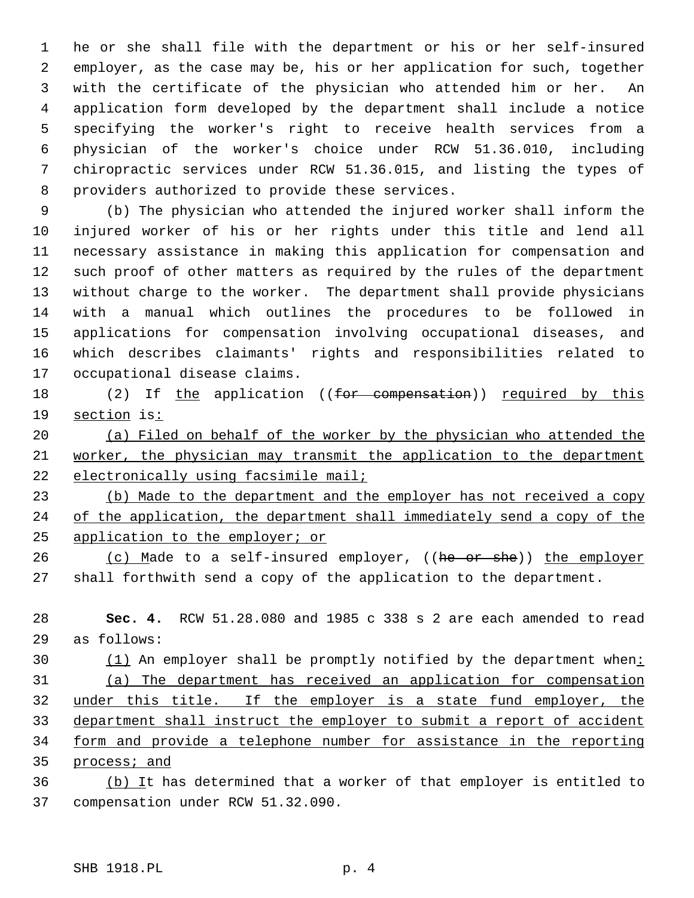he or she shall file with the department or his or her self-insured employer, as the case may be, his or her application for such, together with the certificate of the physician who attended him or her. An application form developed by the department shall include a notice specifying the worker's right to receive health services from a physician of the worker's choice under RCW 51.36.010, including chiropractic services under RCW 51.36.015, and listing the types of providers authorized to provide these services.

(b) The physician who attended the injured worker shall inform the injured worker of his or her rights under this title and lend all necessary assistance in making this application for compensation and such proof of other matters as required by the rules of the department without charge to the worker. The department shall provide physicians with a manual which outlines the procedures to be followed in applications for compensation involving occupational diseases, and which describes claimants' rights and responsibilities related to occupational disease claims.

(2) If <u>the</u> application ((~~for compensation~~)) <u>required by this section</u> is<u>:</u>

<u>(a) Filed on behalf of the worker by the physician who attended the worker, the physician may transmit the application to the department electronically using facsimile mail;</u>

<u>(b) Made to the department and the employer has not received a copy of the application, the department shall immediately send a copy of the application to the employer; or</u>

<u>(c) M</u>ade to a self-insured employer, ((~~he or she~~)) <u>the employer</u> shall forthwith send a copy of the application to the department.

**Sec. 4.** RCW 51.28.080 and 1985 c 338 s 2 are each amended to read as follows:

<u>(1)</u> An employer shall be promptly notified by the department when<u>:</u>

<u>(a) The department has received an application for compensation under this title. If the employer is a state fund employer, the department shall instruct the employer to submit a report of accident form and provide a telephone number for assistance in the reporting process; and</u>

<u>(b) I</u>t has determined that a worker of that employer is entitled to compensation under RCW 51.32.090.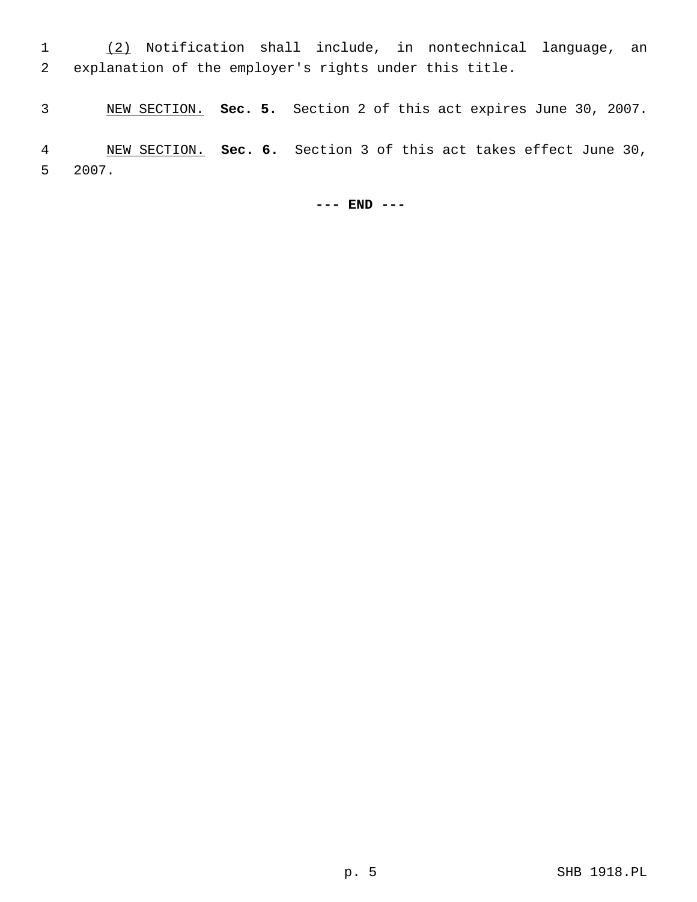(2) Notification shall include, in nontechnical language, an explanation of the employer's rights under this title.

NEW SECTION. **Sec. 5.** Section 2 of this act expires June 30, 2007.

NEW SECTION. **Sec. 6.** Section 3 of this act takes effect June 30, 2007.

**--- END ---**